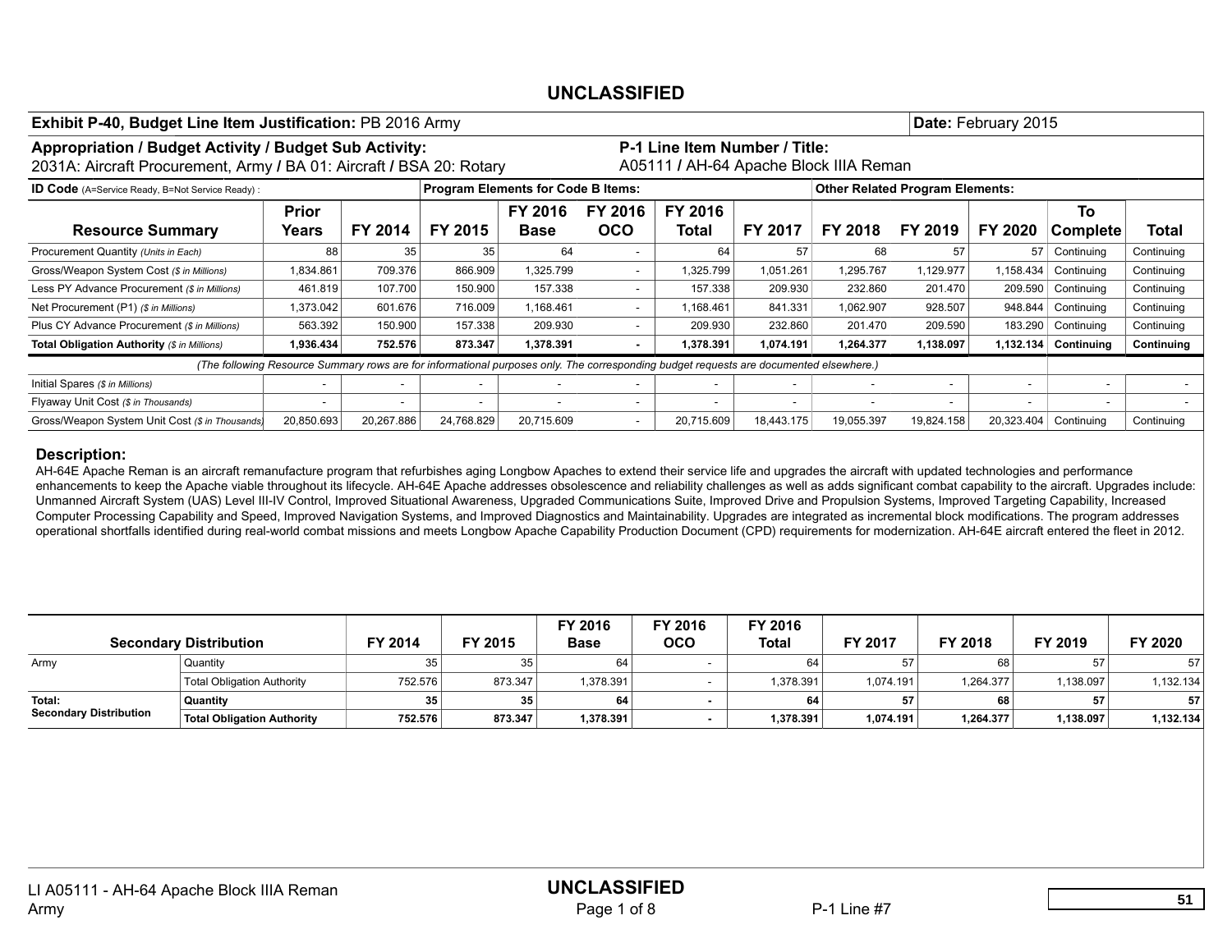**UNCLASSIFIED**

| **Exhibit P-40, Budget Line Item Justification:** PB 2016 Army | **Date:** February 2015 |
|---|---|

**Appropriation / Budget Activity / Budget Sub Activity:**
2031A: Aircraft Procurement, Army **/** BA 01: Aircraft **/** BSA 20: Rotary

**P-1 Line Item Number / Title:**
A05111 **/** AH-64 Apache Block IIIA Reman

**ID Code** (A=Service Ready, B=Not Service Ready) :

**Program Elements for Code B Items:**

**Other Related Program Elements:**

| Resource Summary | Prior Years | FY 2014 | FY 2015 | FY 2016 Base | FY 2016 OCO | FY 2016 Total | FY 2017 | FY 2018 | FY 2019 | FY 2020 | To Complete | Total |
|---|---|---|---|---|---|---|---|---|---|---|---|---|
| Procurement Quantity *(Units in Each)* | 88 | 35 | 35 | 64 | - | 64 | 57 | 68 | 57 | 57 | Continuing | Continuing |
| Gross/Weapon System Cost *($ in Millions)* | 1,834.861 | 709.376 | 866.909 | 1,325.799 | - | 1,325.799 | 1,051.261 | 1,295.767 | 1,129.977 | 1,158.434 | Continuing | Continuing |
| Less PY Advance Procurement *($ in Millions)* | 461.819 | 107.700 | 150.900 | 157.338 | - | 157.338 | 209.930 | 232.860 | 201.470 | 209.590 | Continuing | Continuing |
| Net Procurement (P1) *($ in Millions)* | 1,373.042 | 601.676 | 716.009 | 1,168.461 | - | 1,168.461 | 841.331 | 1,062.907 | 928.507 | 948.844 | Continuing | Continuing |
| Plus CY Advance Procurement *($ in Millions)* | 563.392 | 150.900 | 157.338 | 209.930 | - | 209.930 | 232.860 | 201.470 | 209.590 | 183.290 | Continuing | Continuing |
| **Total Obligation Authority** *($ in Millions)* | **1,936.434** | **752.576** | **873.347** | **1,378.391** | **-** | **1,378.391** | **1,074.191** | **1,264.377** | **1,138.097** | **1,132.134** | **Continuing** | **Continuing** |
| *(The following Resource Summary rows are for informational purposes only. The corresponding budget requests are documented elsewhere.)* | | | | | | | | | | | | |
| Initial Spares *($ in Millions)* | - | - | - | - | - | - | - | - | - | - | - | - |
| Flyaway Unit Cost *($ in Thousands)* | - | - | - | - | - | - | - | - | - | - | - | - |
| Gross/Weapon System Unit Cost *($ in Thousands)* | 20,850.693 | 20,267.886 | 24,768.829 | 20,715.609 | - | 20,715.609 | 18,443.175 | 19,055.397 | 19,824.158 | 20,323.404 | Continuing | Continuing |

## Description:

AH-64E Apache Reman is an aircraft remanufacture program that refurbishes aging Longbow Apaches to extend their service life and upgrades the aircraft with updated technologies and performance enhancements to keep the Apache viable throughout its lifecycle. AH-64E Apache addresses obsolescence and reliability challenges as well as adds significant combat capability to the aircraft. Upgrades include: Unmanned Aircraft System (UAS) Level III-IV Control, Improved Situational Awareness, Upgraded Communications Suite, Improved Drive and Propulsion Systems, Improved Targeting Capability, Increased Computer Processing Capability and Speed, Improved Navigation Systems, and Improved Diagnostics and Maintainability. Upgrades are integrated as incremental block modifications. The program addresses operational shortfalls identified during real-world combat missions and meets Longbow Apache Capability Production Document (CPD) requirements for modernization. AH-64E aircraft entered the fleet in 2012.

| Secondary Distribution | | FY 2014 | FY 2015 | FY 2016 Base | FY 2016 OCO | FY 2016 Total | FY 2017 | FY 2018 | FY 2019 | FY 2020 |
|---|---|---|---|---|---|---|---|---|---|---|
| Army | Quantity | 35 | 35 | 64 | - | 64 | 57 | 68 | 57 | 57 |
| | Total Obligation Authority | 752.576 | 873.347 | 1,378.391 | - | 1,378.391 | 1,074.191 | 1,264.377 | 1,138.097 | 1,132.134 |
| **Total: Secondary Distribution** | **Quantity** | **35** | **35** | **64** | **-** | **64** | **57** | **68** | **57** | **57** |
| | **Total Obligation Authority** | **752.576** | **873.347** | **1,378.391** | **-** | **1,378.391** | **1,074.191** | **1,264.377** | **1,138.097** | **1,132.134** |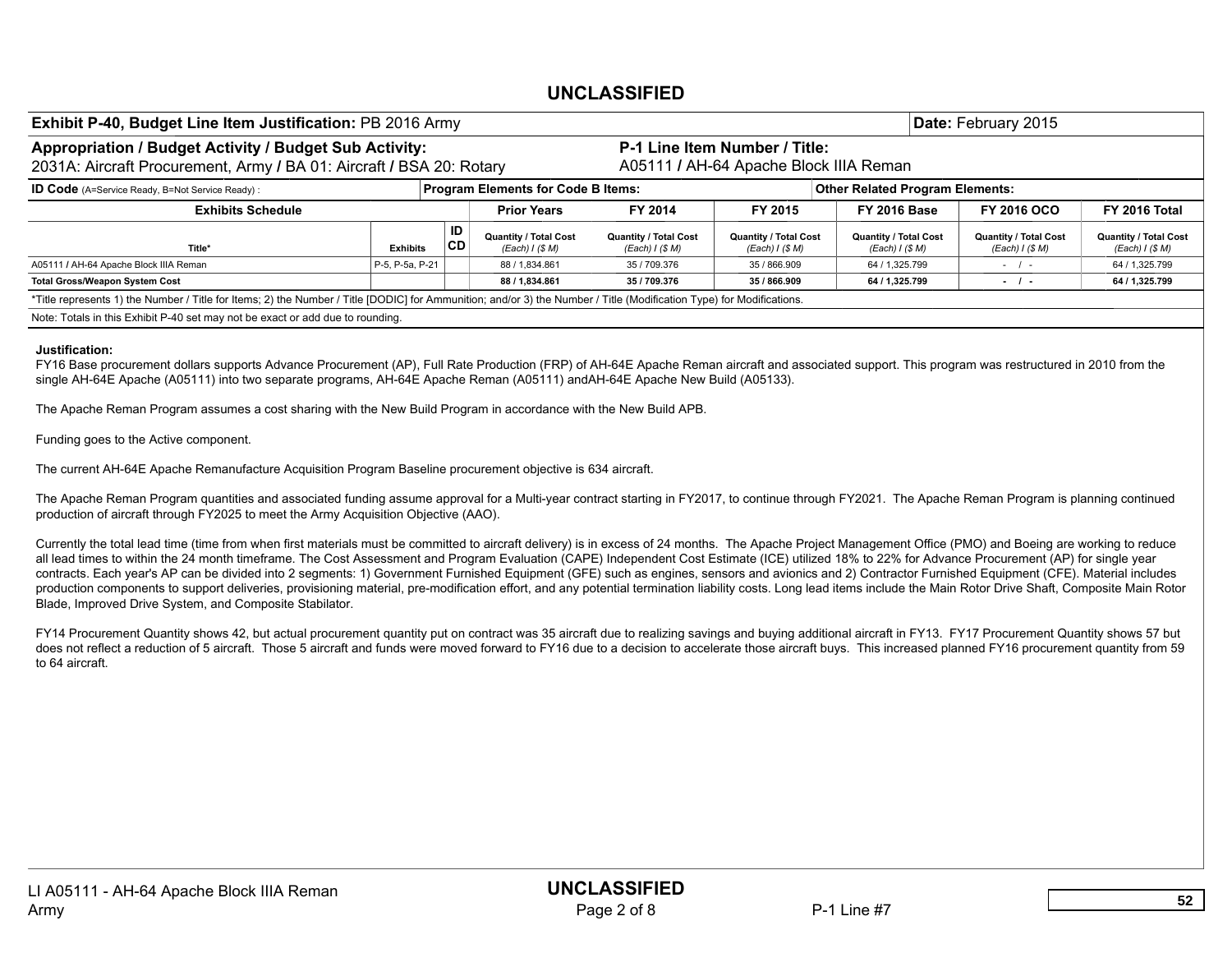**Exhibit P-40, Budget Line Item Justification:** PB 2016 Army | **Date:** February 2015

**Appropriation / Budget Activity / Budget Sub Activity:**
2031A: Aircraft Procurement, Army / BA 01: Aircraft / BSA 20: Rotary

**P-1 Line Item Number / Title:**
A05111 / AH-64 Apache Block IIIA Reman

**ID Code** (A=Service Ready, B=Not Service Ready) :

**Program Elements for Code B Items:**

**Other Related Program Elements:**

| Exhibits Schedule | | | Prior Years | FY 2014 | FY 2015 | FY 2016 Base | FY 2016 OCO | FY 2016 Total |
|---|---|---|---|---|---|---|---|---|
| Title* | Exhibits | ID CD | Quantity / Total Cost (Each) / ($ M) | Quantity / Total Cost (Each) / ($ M) | Quantity / Total Cost (Each) / ($ M) | Quantity / Total Cost (Each) / ($ M) | Quantity / Total Cost (Each) / ($ M) | Quantity / Total Cost (Each) / ($ M) |
| A05111 / AH-64 Apache Block IIIA Reman | P-5, P-5a, P-21 | | 88 / 1,834.861 | 35 / 709.376 | 35 / 866.909 | 64 / 1,325.799 | - / - | 64 / 1,325.799 |
| **Total Gross/Weapon System Cost** | | | **88 / 1,834.861** | **35 / 709.376** | **35 / 866.909** | **64 / 1,325.799** | **- / -** | **64 / 1,325.799** |

*Title represents 1) the Number / Title for Items; 2) the Number / Title [DODIC] for Ammunition; and/or 3) the Number / Title (Modification Type) for Modifications.

Note: Totals in this Exhibit P-40 set may not be exact or add due to rounding.

**Justification:**

FY16 Base procurement dollars supports Advance Procurement (AP), Full Rate Production (FRP) of AH-64E Apache Reman aircraft and associated support. This program was restructured in 2010 from the single AH-64E Apache (A05111) into two separate programs, AH-64E Apache Reman (A05111) andAH-64E Apache New Build (A05133).

The Apache Reman Program assumes a cost sharing with the New Build Program in accordance with the New Build APB.

Funding goes to the Active component.

The current AH-64E Apache Remanufacture Acquisition Program Baseline procurement objective is 634 aircraft.

The Apache Reman Program quantities and associated funding assume approval for a Multi-year contract starting in FY2017, to continue through FY2021. The Apache Reman Program is planning continued production of aircraft through FY2025 to meet the Army Acquisition Objective (AAO).

Currently the total lead time (time from when first materials must be committed to aircraft delivery) is in excess of 24 months. The Apache Project Management Office (PMO) and Boeing are working to reduce all lead times to within the 24 month timeframe. The Cost Assessment and Program Evaluation (CAPE) Independent Cost Estimate (ICE) utilized 18% to 22% for Advance Procurement (AP) for single year contracts. Each year's AP can be divided into 2 segments: 1) Government Furnished Equipment (GFE) such as engines, sensors and avionics and 2) Contractor Furnished Equipment (CFE). Material includes production components to support deliveries, provisioning material, pre-modification effort, and any potential termination liability costs. Long lead items include the Main Rotor Drive Shaft, Composite Main Rotor Blade, Improved Drive System, and Composite Stabilator.

FY14 Procurement Quantity shows 42, but actual procurement quantity put on contract was 35 aircraft due to realizing savings and buying additional aircraft in FY13. FY17 Procurement Quantity shows 57 but does not reflect a reduction of 5 aircraft. Those 5 aircraft and funds were moved forward to FY16 due to a decision to accelerate those aircraft buys. This increased planned FY16 procurement quantity from 59 to 64 aircraft.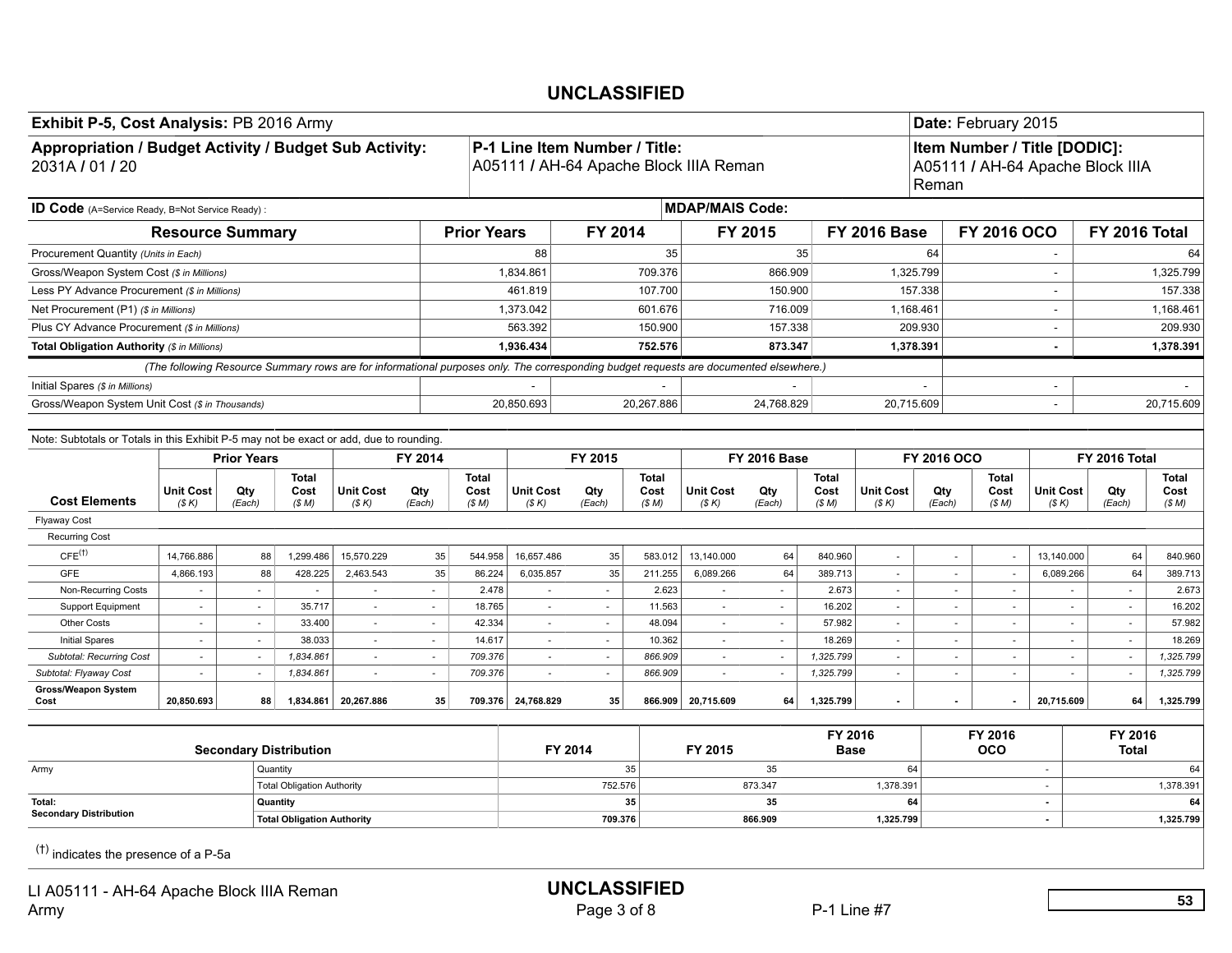**Exhibit P-5, Cost Analysis:** PB 2016 Army

**Date:** February 2015

**Appropriation / Budget Activity / Budget Sub Activity:** 2031A / 01 / 20

**P-1 Line Item Number / Title:** A05111 / AH-64 Apache Block IIIA Reman

**Item Number / Title [DODIC]:** A05111 / AH-64 Apache Block IIIA Reman

**ID Code** (A=Service Ready, B=Not Service Ready) :

**MDAP/MAIS Code:**

| Resource Summary | Prior Years | FY 2014 | FY 2015 | FY 2016 Base | FY 2016 OCO | FY 2016 Total |
|---|---|---|---|---|---|---|
| Procurement Quantity *(Units in Each)* | 88 | 35 | 35 | 64 | - | 64 |
| Gross/Weapon System Cost *($ in Millions)* | 1,834.861 | 709.376 | 866.909 | 1,325.799 | - | 1,325.799 |
| Less PY Advance Procurement *($ in Millions)* | 461.819 | 107.700 | 150.900 | 157.338 | - | 157.338 |
| Net Procurement (P1) *($ in Millions)* | 1,373.042 | 601.676 | 716.009 | 1,168.461 | - | 1,168.461 |
| Plus CY Advance Procurement *($ in Millions)* | 563.392 | 150.900 | 157.338 | 209.930 | - | 209.930 |
| **Total Obligation Authority** *($ in Millions)* | **1,936.434** | **752.576** | **873.347** | **1,378.391** | **-** | **1,378.391** |
| *(The following Resource Summary rows are for informational purposes only. The corresponding budget requests are documented elsewhere.)* | | | | | | |
| Initial Spares *($ in Millions)* | - | - | - | - | - | - |
| Gross/Weapon System Unit Cost *($ in Thousands)* | 20,850.693 | 20,267.886 | 24,768.829 | 20,715.609 | - | 20,715.609 |

Note: Subtotals or Totals in this Exhibit P-5 may not be exact or add, due to rounding.

| Cost Elements | Prior Years | | | FY 2014 | | | FY 2015 | | | FY 2016 Base | | | FY 2016 OCO | | | FY 2016 Total | | |
|---|---|---|---|---|---|---|---|---|---|---|---|---|---|---|---|---|---|---|
| | Unit Cost *($ K)* | Qty *(Each)* | Total Cost *($ M)* | Unit Cost *($ K)* | Qty *(Each)* | Total Cost *($ M)* | Unit Cost *($ K)* | Qty *(Each)* | Total Cost *($ M)* | Unit Cost *($ K)* | Qty *(Each)* | Total Cost *($ M)* | Unit Cost *($ K)* | Qty *(Each)* | Total Cost *($ M)* | Unit Cost *($ K)* | Qty *(Each)* | Total Cost *($ M)* |
| Flyaway Cost | | | | | | | | | | | | | | | | | | |
| Recurring Cost | | | | | | | | | | | | | | | | | | |
| CFE(†) | 14,766.886 | 88 | 1,299.486 | 15,570.229 | 35 | 544.958 | 16,657.486 | 35 | 583.012 | 13,140.000 | 64 | 840.960 | - | - | - | 13,140.000 | 64 | 840.960 |
| GFE | 4,866.193 | 88 | 428.225 | 2,463.543 | 35 | 86.224 | 6,035.857 | 35 | 211.255 | 6,089.266 | 64 | 389.713 | - | - | - | 6,089.266 | 64 | 389.713 |
| Non-Recurring Costs | - | - | - | - | - | 2.478 | - | - | 2.623 | - | - | 2.673 | - | - | - | - | - | 2.673 |
| Support Equipment | - | - | 35.717 | - | - | 18.765 | - | - | 11.563 | - | - | 16.202 | - | - | - | - | - | 16.202 |
| Other Costs | - | - | 33.400 | - | - | 42.334 | - | - | 48.094 | - | - | 57.982 | - | - | - | - | - | 57.982 |
| Initial Spares | - | - | 38.033 | - | - | 14.617 | - | - | 10.362 | - | - | 18.269 | - | - | - | - | - | 18.269 |
| *Subtotal: Recurring Cost* | - | - | *1,834.861* | - | - | *709.376* | - | - | *866.909* | - | - | *1,325.799* | - | - | - | - | - | *1,325.799* |
| *Subtotal: Flyaway Cost* | - | - | *1,834.861* | - | - | *709.376* | - | - | *866.909* | - | - | *1,325.799* | - | - | - | - | - | *1,325.799* |
| **Gross/Weapon System Cost** | **20,850.693** | **88** | **1,834.861** | **20,267.886** | **35** | **709.376** | **24,768.829** | **35** | **866.909** | **20,715.609** | **64** | **1,325.799** | **-** | **-** | **-** | **20,715.609** | **64** | **1,325.799** |

| Secondary Distribution | | FY 2014 | FY 2015 | FY 2016 Base | FY 2016 OCO | FY 2016 Total |
|---|---|---|---|---|---|---|
| Army | Quantity | 35 | 35 | 64 | - | 64 |
| | Total Obligation Authority | 752.576 | 873.347 | 1,378.391 | - | 1,378.391 |
| **Total: Secondary Distribution** | **Quantity** | **35** | **35** | **64** | **-** | **64** |
| | **Total Obligation Authority** | **709.376** | **866.909** | **1,325.799** | **-** | **1,325.799** |

(†) indicates the presence of a P-5a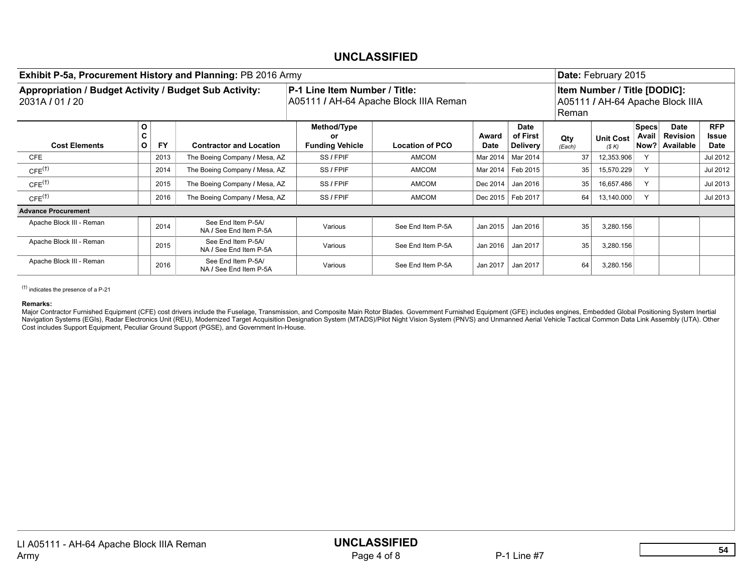**UNCLASSIFIED**

| **Exhibit P-5a, Procurement History and Planning:** PB 2016 Army | | **Date:** February 2015 |
|---|---|---|
| **Appropriation / Budget Activity / Budget Sub Activity:** 2031A / 01 / 20 | **P-1 Line Item Number / Title:** A05111 / AH-64 Apache Block IIIA Reman | **Item Number / Title [DODIC]:** A05111 / AH-64 Apache Block IIIA Reman |

| Cost Elements | OCO | FY | Contractor and Location | Method/Type or Funding Vehicle | Location of PCO | Award Date | Date of First Delivery | Qty (Each) | Unit Cost ($ K) | Specs Avail Now? | Date Revision Available | RFP Issue Date |
|---|---|---|---|---|---|---|---|---|---|---|---|---|
| CFE | | 2013 | The Boeing Company / Mesa, AZ | SS / FPIF | AMCOM | Mar 2014 | Mar 2014 | 37 | 12,353.906 | Y | | Jul 2012 |
| CFE(†) | | 2014 | The Boeing Company / Mesa, AZ | SS / FPIF | AMCOM | Mar 2014 | Feb 2015 | 35 | 15,570.229 | Y | | Jul 2012 |
| CFE(†) | | 2015 | The Boeing Company / Mesa, AZ | SS / FPIF | AMCOM | Dec 2014 | Jan 2016 | 35 | 16,657.486 | Y | | Jul 2013 |
| CFE(†) | | 2016 | The Boeing Company / Mesa, AZ | SS / FPIF | AMCOM | Dec 2015 | Feb 2017 | 64 | 13,140.000 | Y | | Jul 2013 |
| **Advance Procurement** | | | | | | | | | | | | |
| Apache Block III - Reman | | 2014 | See End Item P-5A/ NA / See End Item P-5A | Various | See End Item P-5A | Jan 2015 | Jan 2016 | 35 | 3,280.156 | | | |
| Apache Block III - Reman | | 2015 | See End Item P-5A/ NA / See End Item P-5A | Various | See End Item P-5A | Jan 2016 | Jan 2017 | 35 | 3,280.156 | | | |
| Apache Block III - Reman | | 2016 | See End Item P-5A/ NA / See End Item P-5A | Various | See End Item P-5A | Jan 2017 | Jan 2017 | 64 | 3,280.156 | | | |

(†) indicates the presence of a P-21

**Remarks:**
Major Contractor Furnished Equipment (CFE) cost drivers include the Fuselage, Transmission, and Composite Main Rotor Blades. Government Furnished Equipment (GFE) includes engines, Embedded Global Positioning System Inertial Navigation Systems (EGIs), Radar Electronics Unit (REU), Modernized Target Acquisition Designation System (MTADS)/Pilot Night Vision System (PNVS) and Unmanned Aerial Vehicle Tactical Common Data Link Assembly (UTA). Other Cost includes Support Equipment, Peculiar Ground Support (PGSE), and Government In-House.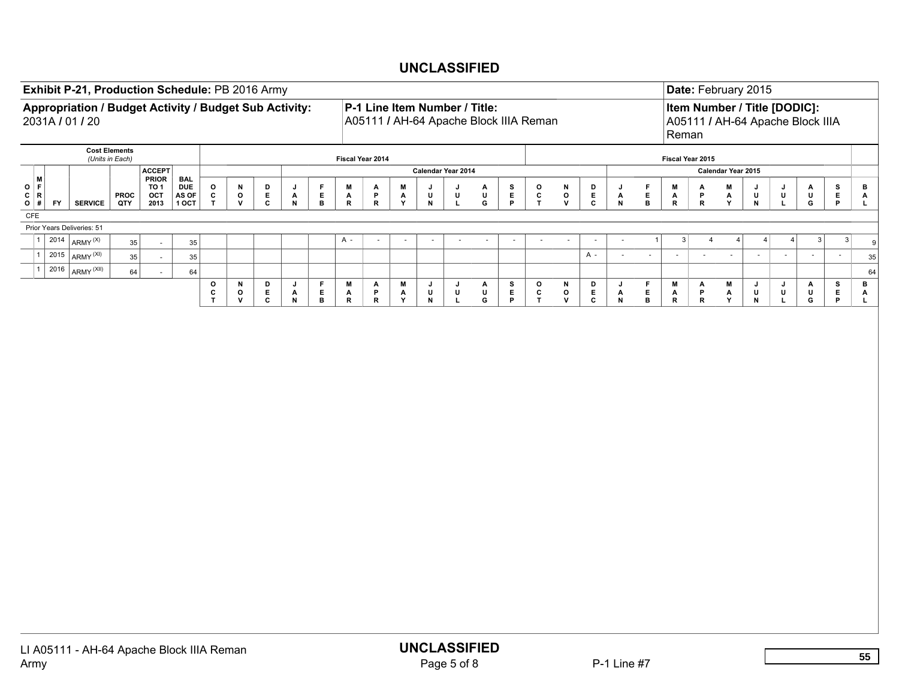## UNCLASSIFIED

**Exhibit P-21, Production Schedule:** PB 2016 Army

**Date:** February 2015

**Appropriation / Budget Activity / Budget Sub Activity:**
2031A / 01 / 20

**P-1 Line Item Number / Title:**
A05111 / AH-64 Apache Block IIIA Reman

**Item Number / Title [DODIC]:**
A05111 / AH-64 Apache Block IIIA Reman

| Cost Elements (Units in Each) | | | | | | | Fiscal Year 2014 | | | | | | | | | | | | Fiscal Year 2015 | | | | | | | | | | | | |
|---|---|---|---|---|---|---|---|---|---|---|---|---|---|---|---|---|---|---|---|---|---|---|---|---|---|---|---|---|---|---|---|
| | | | | | | | | | | Calendar Year 2014 | | | | | | | | | | | | Calendar Year 2015 | | | | | | | | | |
| OCO | MFR # | FY | SERVICE | PROC QTY | ACCEPT PRIOR TO 1 OCT 2013 | BAL DUE AS OF 1 OCT | OCT | NOV | DEC | JAN | FEB | MAR | APR | MAY | JUN | JUL | AUG | SEP | OCT | NOV | DEC | JAN | FEB | MAR | APR | MAY | JUN | JUL | AUG | SEP | BAL |
| CFE | | | | | | | | | | | | | | | | | | | | | | | | | | | | | | | |
| Prior Years Deliveries: 51 | | | | | | | | | | | | | | | | | | | | | | | | | | | | | | | |
| | 1 | 2014 | ARMY (X) | 35 | - | 35 | | | | | | A - | - | - | - | - | - | - | - | - | - | - | 1 | 3 | 4 | 4 | 4 | 4 | 3 | 3 | 9 |
| | 1 | 2015 | ARMY (XI) | 35 | - | 35 | | | | | | | | | | | | | | | A - | - | - | - | - | - | - | - | - | - | 35 |
| | 1 | 2016 | ARMY (XII) | 64 | - | 64 | | | | | | | | | | | | | | | | | | | | | | | | | 64 |
| | | | | | | | OCT | NOV | DEC | JAN | FEB | MAR | APR | MAY | JUN | JUL | AUG | SEP | OCT | NOV | DEC | JAN | FEB | MAR | APR | MAY | JUN | JUL | AUG | SEP | BAL |

LI A05111 - AH-64 Apache Block IIIA Reman
Army

P-1 Line #7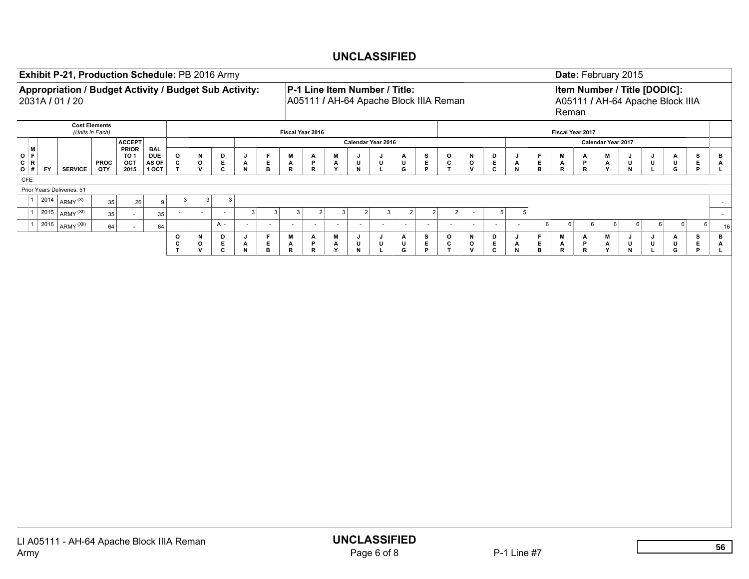**UNCLASSIFIED**

| **Exhibit P-21, Production Schedule:** PB 2016 Army | **Date:** February 2015 |
|---|---|
| **Appropriation / Budget Activity / Budget Sub Activity:** 2031A / 01 / 20 | **P-1 Line Item Number / Title:** A05111 / AH-64 Apache Block IIIA Reman |
| **Item Number / Title [DODIC]:** A05111 / AH-64 Apache Block IIIA Reman | |

Cost Elements (Units in Each)

| | | | | | | | Fiscal Year 2016 | | | | | | | | | | | | Fiscal Year 2017 | | | | | | | | | | | | |
|---|---|---|---|---|---|---|---|---|---|---|---|---|---|---|---|---|---|---|---|---|---|---|---|---|---|---|---|---|---|---|---|
| | | | | | | | | | | Calendar Year 2016 | | | | | | | | | | | | Calendar Year 2017 | | | | | | | | | |
| OCO | MFR # | FY | SERVICE | PROC QTY | ACCEPT PRIOR TO 1 OCT 2015 | BAL DUE AS OF 1 OCT | OCT | NOV | DEC | JAN | FEB | MAR | APR | MAY | JUN | JUL | AUG | SEP | OCT | NOV | DEC | JAN | FEB | MAR | APR | MAY | JUN | JUL | AUG | SEP | BAL |
| CFE | | | | | | | | | | | | | | | | | | | | | | | | | | | | | | | |
| Prior Years Deliveries: 51 | | | | | | | | | | | | | | | | | | | | | | | | | | | | | | | |
| | 1 | 2014 | ARMY (X) | 35 | 26 | 9 | 3 | 3 | 3 | | | | | | | | | | | | | | | | | | | | | | - |
| | 1 | 2015 | ARMY (XI) | 35 | - | 35 | - | - | - | 3 | 3 | 3 | 2 | 3 | 2 | 3 | 2 | 2 | 2 | - | 5 | 5 | | | | | | | | | - |
| | 1 | 2016 | ARMY (XII) | 64 | - | 64 | | | A - | - | - | - | - | - | - | - | - | - | - | - | - | - | 6 | 6 | 6 | 6 | 6 | 6 | 6 | 6 | 16 |
| | | | | | | | OCT | NOV | DEC | JAN | FEB | MAR | APR | MAY | JUN | JUL | AUG | SEP | OCT | NOV | DEC | JAN | FEB | MAR | APR | MAY | JUN | JUL | AUG | SEP | BAL |

**UNCLASSIFIED**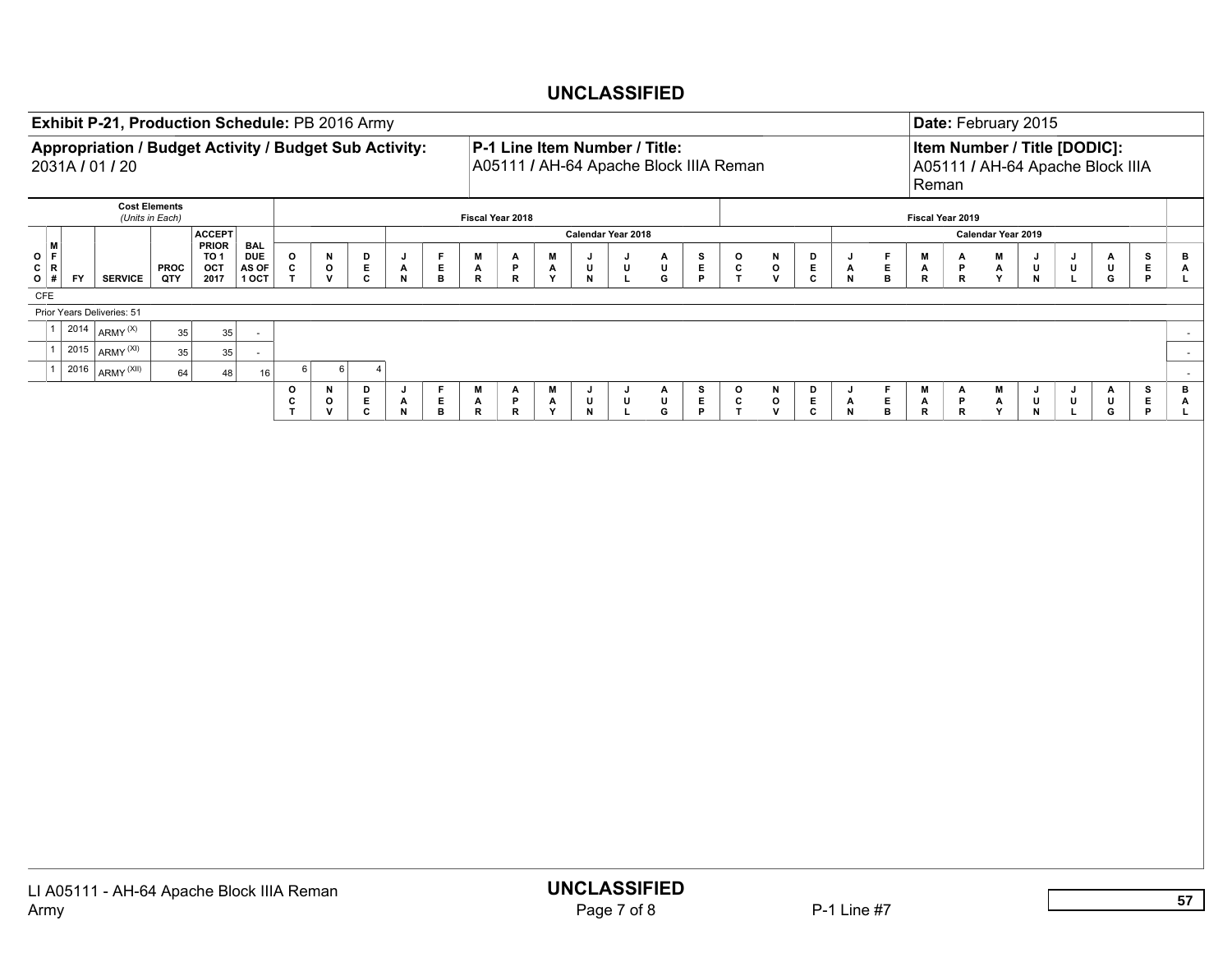**UNCLASSIFIED**

| **Exhibit P-21, Production Schedule:** PB 2016 Army | **Date:** February 2015 |
|---|---|
| **Appropriation / Budget Activity / Budget Sub Activity:** 2031A / 01 / 20 | |
| **P-1 Line Item Number / Title:** A05111 / AH-64 Apache Block IIIA Reman | **Item Number / Title [DODIC]:** A05111 / AH-64 Apache Block IIIA Reman |

Cost Elements (Units in Each)

| | | | | | | | Fiscal Year 2018 | | | | | | | | | | | | Fiscal Year 2019 | | | | | | | | | | | | |
|---|---|---|---|---|---|---|---|---|---|---|---|---|---|---|---|---|---|---|---|---|---|---|---|---|---|---|---|---|---|---|---|
| | | | | | | | | | | Calendar Year 2018 | | | | | | | | | | | | Calendar Year 2019 | | | | | | | | | |
| OCO | MFR # | FY | SERVICE | PROC QTY | ACCEPT PRIOR TO 1 OCT 2017 | BAL DUE AS OF 1 OCT | OCT | NOV | DEC | JAN | FEB | MAR | APR | MAY | JUN | JUL | AUG | SEP | OCT | NOV | DEC | JAN | FEB | MAR | APR | MAY | JUN | JUL | AUG | SEP | BAL |
| CFE | | | | | | | | | | | | | | | | | | | | | | | | | | | | | | | |
| Prior Years Deliveries: 51 | | | | | | | | | | | | | | | | | | | | | | | | | | | | | | | |
| | 1 | 2014 | ARMY (X) | 35 | 35 | - | | | | | | | | | | | | | | | | | | | | | | | | | - |
| | 1 | 2015 | ARMY (XI) | 35 | 35 | - | | | | | | | | | | | | | | | | | | | | | | | | | - |
| | 1 | 2016 | ARMY (XII) | 64 | 48 | 16 | 6 | 6 | 4 | | | | | | | | | | | | | | | | | | | | | | - |
| | | | | | | | OCT | NOV | DEC | JAN | FEB | MAR | APR | MAY | JUN | JUL | AUG | SEP | OCT | NOV | DEC | JAN | FEB | MAR | APR | MAY | JUN | JUL | AUG | SEP | BAL |

LI A05111 - AH-64 Apache Block IIIA Reman
Army

**UNCLASSIFIED**

P-1 Line #7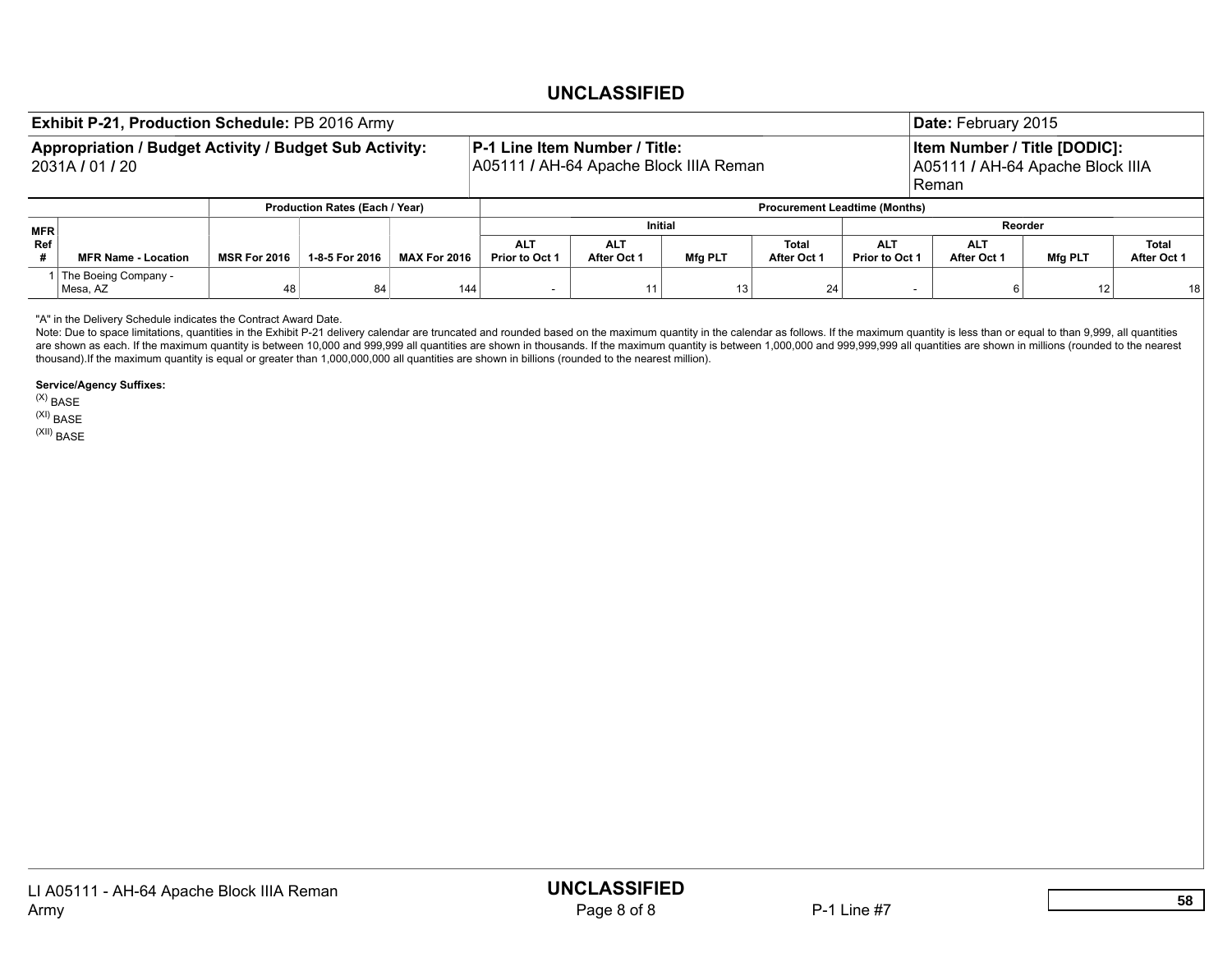## UNCLASSIFIED

| **Exhibit P-21, Production Schedule:** PB 2016 Army | | **Date:** February 2015 |
|---|---|---|
| **Appropriation / Budget Activity / Budget Sub Activity:** 2031A / 01 / 20 | **P-1 Line Item Number / Title:** A05111 / AH-64 Apache Block IIIA Reman | **Item Number / Title [DODIC]:** A05111 / AH-64 Apache Block IIIA Reman |

| | | Production Rates (Each / Year) | | | Procurement Leadtime (Months) | | | | | | | |
|---|---|---|---|---|---|---|---|---|---|---|---|---|
| | | | | | Initial | | | | Reorder | | | |
| MFR Ref # | MFR Name - Location | MSR For 2016 | 1-8-5 For 2016 | MAX For 2016 | ALT Prior to Oct 1 | ALT After Oct 1 | Mfg PLT | Total After Oct 1 | ALT Prior to Oct 1 | ALT After Oct 1 | Mfg PLT | Total After Oct 1 |
| 1 | The Boeing Company - Mesa, AZ | 48 | 84 | 144 | - | 11 | 13 | 24 | - | 6 | 12 | 18 |

"A" in the Delivery Schedule indicates the Contract Award Date.

Note: Due to space limitations, quantities in the Exhibit P-21 delivery calendar are truncated and rounded based on the maximum quantity in the calendar as follows. If the maximum quantity is less than or equal to than 9,999, all quantities are shown as each. If the maximum quantity is between 10,000 and 999,999 all quantities are shown in thousands. If the maximum quantity is between 1,000,000 and 999,999,999 all quantities are shown in millions (rounded to the nearest thousand).If the maximum quantity is equal or greater than 1,000,000,000 all quantities are shown in billions (rounded to the nearest million).

**Service/Agency Suffixes:**

(X) BASE

(XI) BASE

(XII) BASE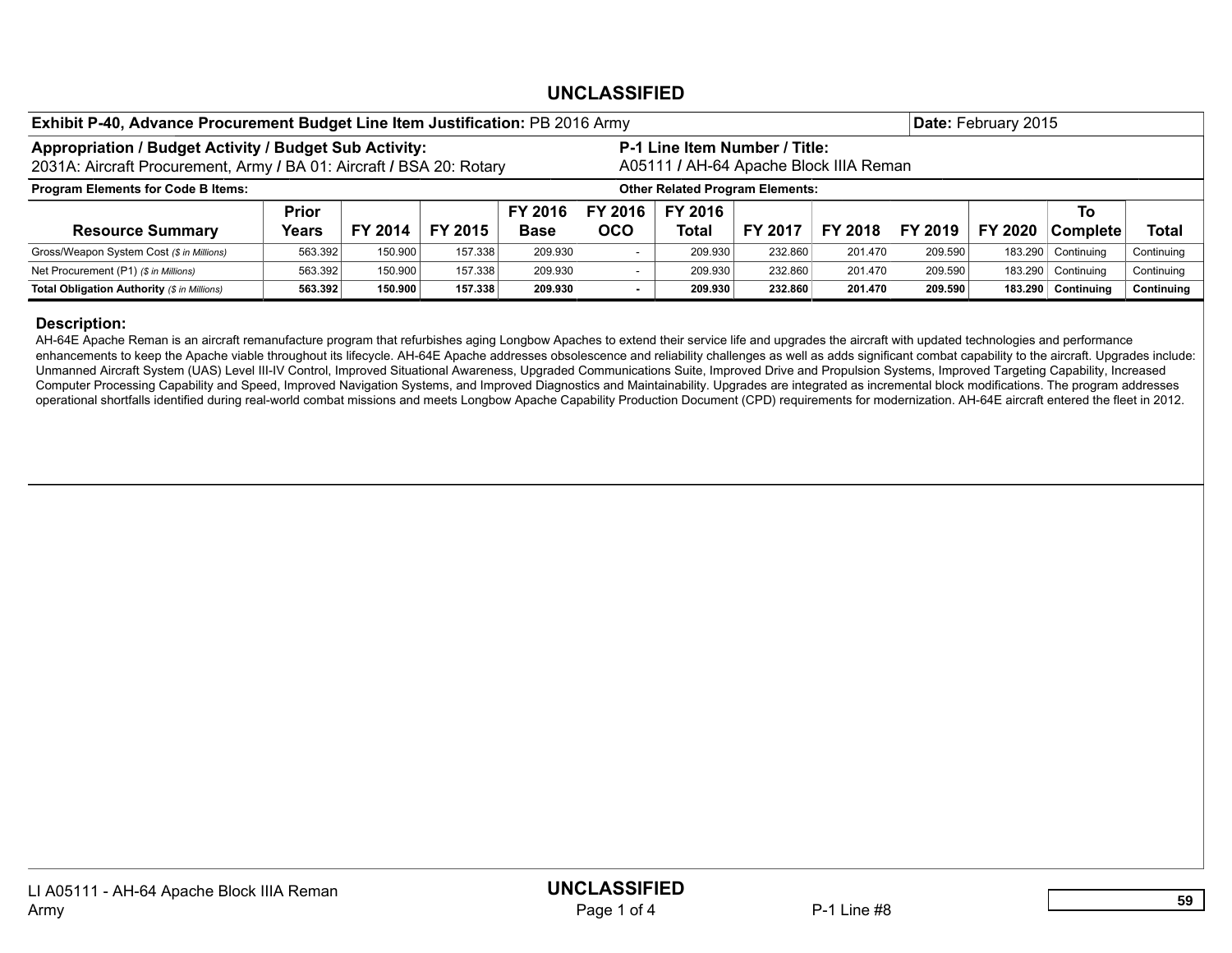UNCLASSIFIED

| Exhibit P-40, Advance Procurement Budget Line Item Justification: PB 2016 Army | Date: February 2015 |
|---|---|
| **Appropriation / Budget Activity / Budget Sub Activity:** 2031A: Aircraft Procurement, Army / BA 01: Aircraft / BSA 20: Rotary | **P-1 Line Item Number / Title:** A05111 / AH-64 Apache Block IIIA Reman |
| **Program Elements for Code B Items:** | **Other Related Program Elements:** |

| Resource Summary | Prior Years | FY 2014 | FY 2015 | FY 2016 Base | FY 2016 OCO | FY 2016 Total | FY 2017 | FY 2018 | FY 2019 | FY 2020 | To Complete | Total |
|---|---|---|---|---|---|---|---|---|---|---|---|---|
| Gross/Weapon System Cost *($ in Millions)* | 563.392 | 150.900 | 157.338 | 209.930 | - | 209.930 | 232.860 | 201.470 | 209.590 | 183.290 | Continuing | Continuing |
| Net Procurement (P1) *($ in Millions)* | 563.392 | 150.900 | 157.338 | 209.930 | - | 209.930 | 232.860 | 201.470 | 209.590 | 183.290 | Continuing | Continuing |
| **Total Obligation Authority** *($ in Millions)* | **563.392** | **150.900** | **157.338** | **209.930** | **-** | **209.930** | **232.860** | **201.470** | **209.590** | **183.290** | **Continuing** | **Continuing** |

## Description:

AH-64E Apache Reman is an aircraft remanufacture program that refurbishes aging Longbow Apaches to extend their service life and upgrades the aircraft with updated technologies and performance enhancements to keep the Apache viable throughout its lifecycle. AH-64E Apache addresses obsolescence and reliability challenges as well as adds significant combat capability to the aircraft. Upgrades include: Unmanned Aircraft System (UAS) Level III-IV Control, Improved Situational Awareness, Upgraded Communications Suite, Improved Drive and Propulsion Systems, Improved Targeting Capability, Increased Computer Processing Capability and Speed, Improved Navigation Systems, and Improved Diagnostics and Maintainability. Upgrades are integrated as incremental block modifications. The program addresses operational shortfalls identified during real-world combat missions and meets Longbow Apache Capability Production Document (CPD) requirements for modernization. AH-64E aircraft entered the fleet in 2012.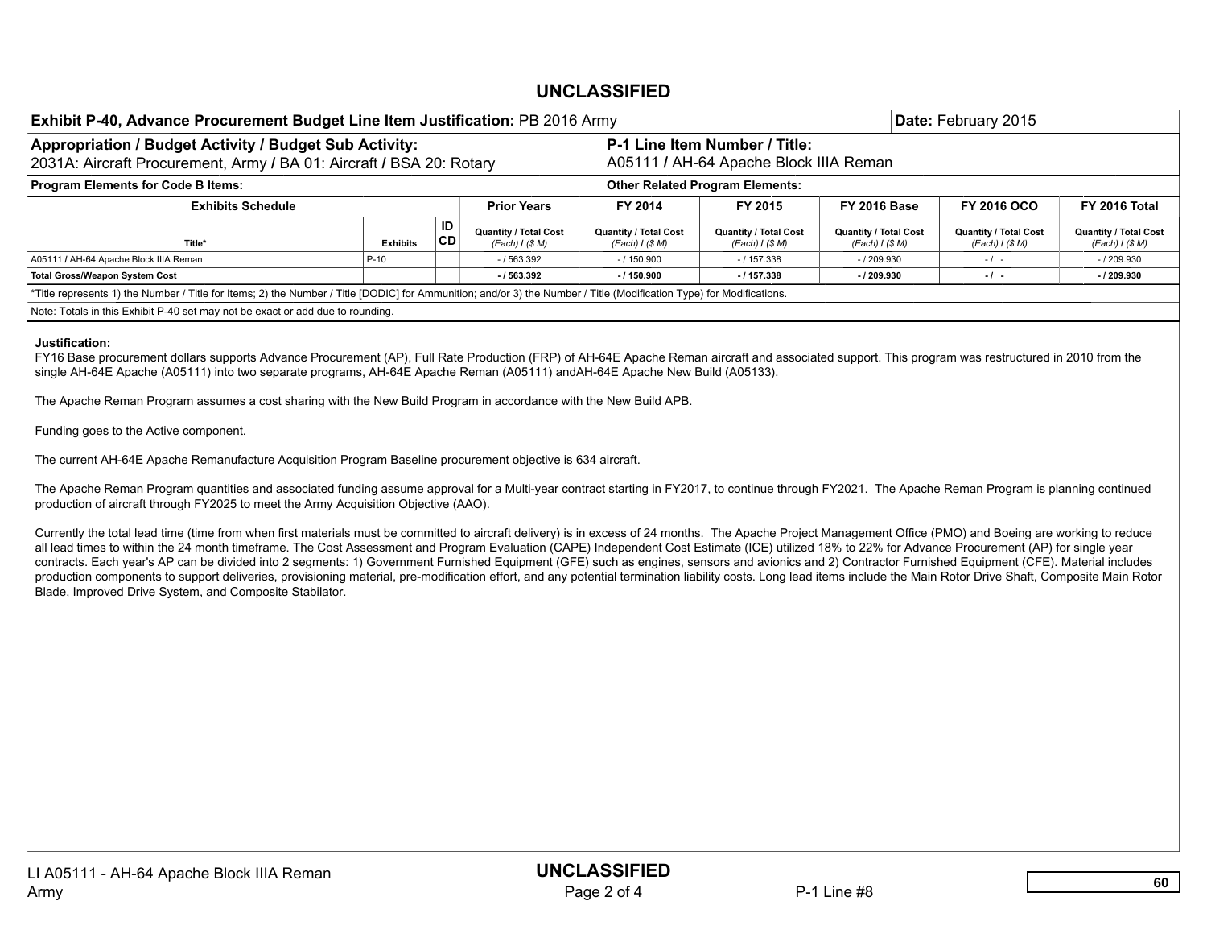UNCLASSIFIED

| Exhibit P-40, Advance Procurement Budget Line Item Justification: PB 2016 Army | Date: February 2015 |
|---|---|
| Appropriation / Budget Activity / Budget Sub Activity: 2031A: Aircraft Procurement, Army / BA 01: Aircraft / BSA 20: Rotary | P-1 Line Item Number / Title: A05111 / AH-64 Apache Block IIIA Reman |
| Program Elements for Code B Items: | Other Related Program Elements: |

| Exhibits Schedule | | | Prior Years | FY 2014 | FY 2015 | FY 2016 Base | FY 2016 OCO | FY 2016 Total |
|---|---|---|---|---|---|---|---|---|
| Title* | Exhibits | ID CD | Quantity / Total Cost (Each) / ($ M) | Quantity / Total Cost (Each) / ($ M) | Quantity / Total Cost (Each) / ($ M) | Quantity / Total Cost (Each) / ($ M) | Quantity / Total Cost (Each) / ($ M) | Quantity / Total Cost (Each) / ($ M) |
| A05111 / AH-64 Apache Block IIIA Reman | P-10 | | - / 563.392 | - / 150.900 | - / 157.338 | - / 209.930 | - / - | - / 209.930 |
| **Total Gross/Weapon System Cost** | | | **- / 563.392** | **- / 150.900** | **- / 157.338** | **- / 209.930** | **- / -** | **- / 209.930** |

*Title represents 1) the Number / Title for Items; 2) the Number / Title [DODIC] for Ammunition; and/or 3) the Number / Title (Modification Type) for Modifications.

Note: Totals in this Exhibit P-40 set may not be exact or add due to rounding.

**Justification:**

FY16 Base procurement dollars supports Advance Procurement (AP), Full Rate Production (FRP) of AH-64E Apache Reman aircraft and associated support. This program was restructured in 2010 from the single AH-64E Apache (A05111) into two separate programs, AH-64E Apache Reman (A05111) andAH-64E Apache New Build (A05133).

The Apache Reman Program assumes a cost sharing with the New Build Program in accordance with the New Build APB.

Funding goes to the Active component.

The current AH-64E Apache Remanufacture Acquisition Program Baseline procurement objective is 634 aircraft.

The Apache Reman Program quantities and associated funding assume approval for a Multi-year contract starting in FY2017, to continue through FY2021. The Apache Reman Program is planning continued production of aircraft through FY2025 to meet the Army Acquisition Objective (AAO).

Currently the total lead time (time from when first materials must be committed to aircraft delivery) is in excess of 24 months. The Apache Project Management Office (PMO) and Boeing are working to reduce all lead times to within the 24 month timeframe. The Cost Assessment and Program Evaluation (CAPE) Independent Cost Estimate (ICE) utilized 18% to 22% for Advance Procurement (AP) for single year contracts. Each year's AP can be divided into 2 segments: 1) Government Furnished Equipment (GFE) such as engines, sensors and avionics and 2) Contractor Furnished Equipment (CFE). Material includes production components to support deliveries, provisioning material, pre-modification effort, and any potential termination liability costs. Long lead items include the Main Rotor Drive Shaft, Composite Main Rotor Blade, Improved Drive System, and Composite Stabilator.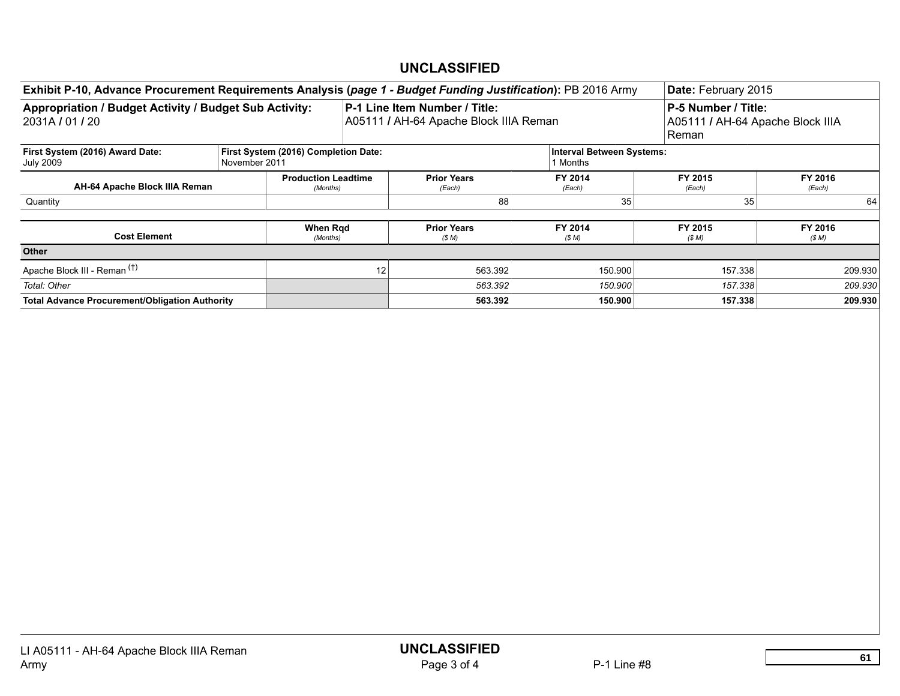UNCLASSIFIED

| Exhibit P-10, Advance Procurement Requirements Analysis (*page 1 - Budget Funding Justification*): PB 2016 Army | | Date: February 2015 |
|---|---|---|
| **Appropriation / Budget Activity / Budget Sub Activity:** 2031A / 01 / 20 | **P-1 Line Item Number / Title:** A05111 / AH-64 Apache Block IIIA Reman | **P-5 Number / Title:** A05111 / AH-64 Apache Block IIIA Reman |

| First System (2016) Award Date: | First System (2016) Completion Date: | Interval Between Systems: |
|---|---|---|
| July 2009 | November 2011 | 1 Months |

| AH-64 Apache Block IIIA Reman | Production Leadtime (Months) | Prior Years (Each) | FY 2014 (Each) | FY 2015 (Each) | FY 2016 (Each) |
|---|---|---|---|---|---|
| Quantity | | 88 | 35 | 35 | 64 |

| Cost Element | When Rqd (Months) | Prior Years ($ M) | FY 2014 ($ M) | FY 2015 ($ M) | FY 2016 ($ M) |
|---|---|---|---|---|---|
| **Other** | | | | | |
| Apache Block III - Reman (†) | 12 | 563.392 | 150.900 | 157.338 | 209.930 |
| *Total: Other* | | *563.392* | *150.900* | *157.338* | *209.930* |
| **Total Advance Procurement/Obligation Authority** | | **563.392** | **150.900** | **157.338** | **209.930** |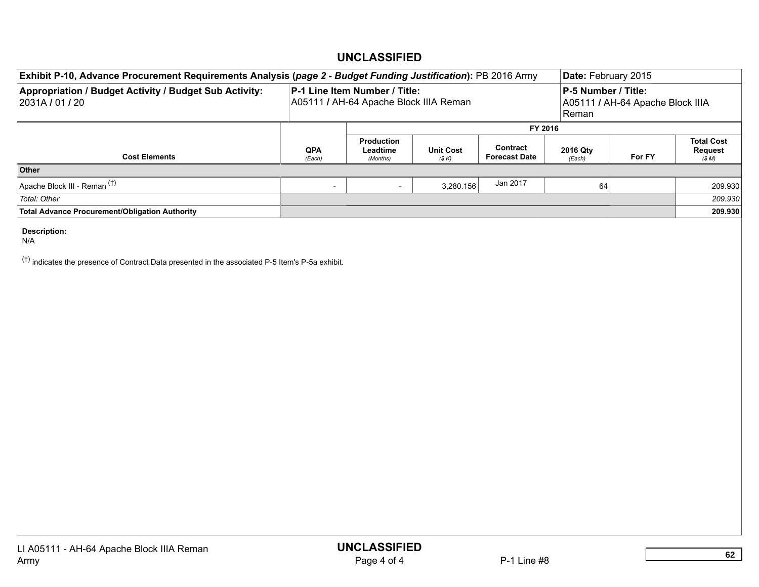UNCLASSIFIED

| **Exhibit P-10, Advance Procurement Requirements Analysis (*page 2 - Budget Funding Justification*):** PB 2016 Army | **Date:** February 2015 |
|---|---|

| **Appropriation / Budget Activity / Budget Sub Activity:** | **P-1 Line Item Number / Title:** | **P-5 Number / Title:** |
|---|---|---|
| 2031A / 01 / 20 | A05111 / AH-64 Apache Block IIIA Reman | A05111 / AH-64 Apache Block IIIA Reman |

| | | FY 2016 | | | | | |
|---|---|---|---|---|---|---|---|
| **Cost Elements** | **QPA** *(Each)* | **Production Leadtime** *(Months)* | **Unit Cost** *($ K)* | **Contract Forecast Date** | **2016 Qty** *(Each)* | **For FY** | **Total Cost Request** *($ M)* |
| **Other** | | | | | | | |
| Apache Block III - Reman (†) | - | - | 3,280.156 | Jan 2017 | 64 | | 209.930 |
| *Total: Other* | | | | | | | *209.930* |
| **Total Advance Procurement/Obligation Authority** | | | | | | | **209.930** |

**Description:**
N/A

(†) indicates the presence of Contract Data presented in the associated P-5 Item's P-5a exhibit.